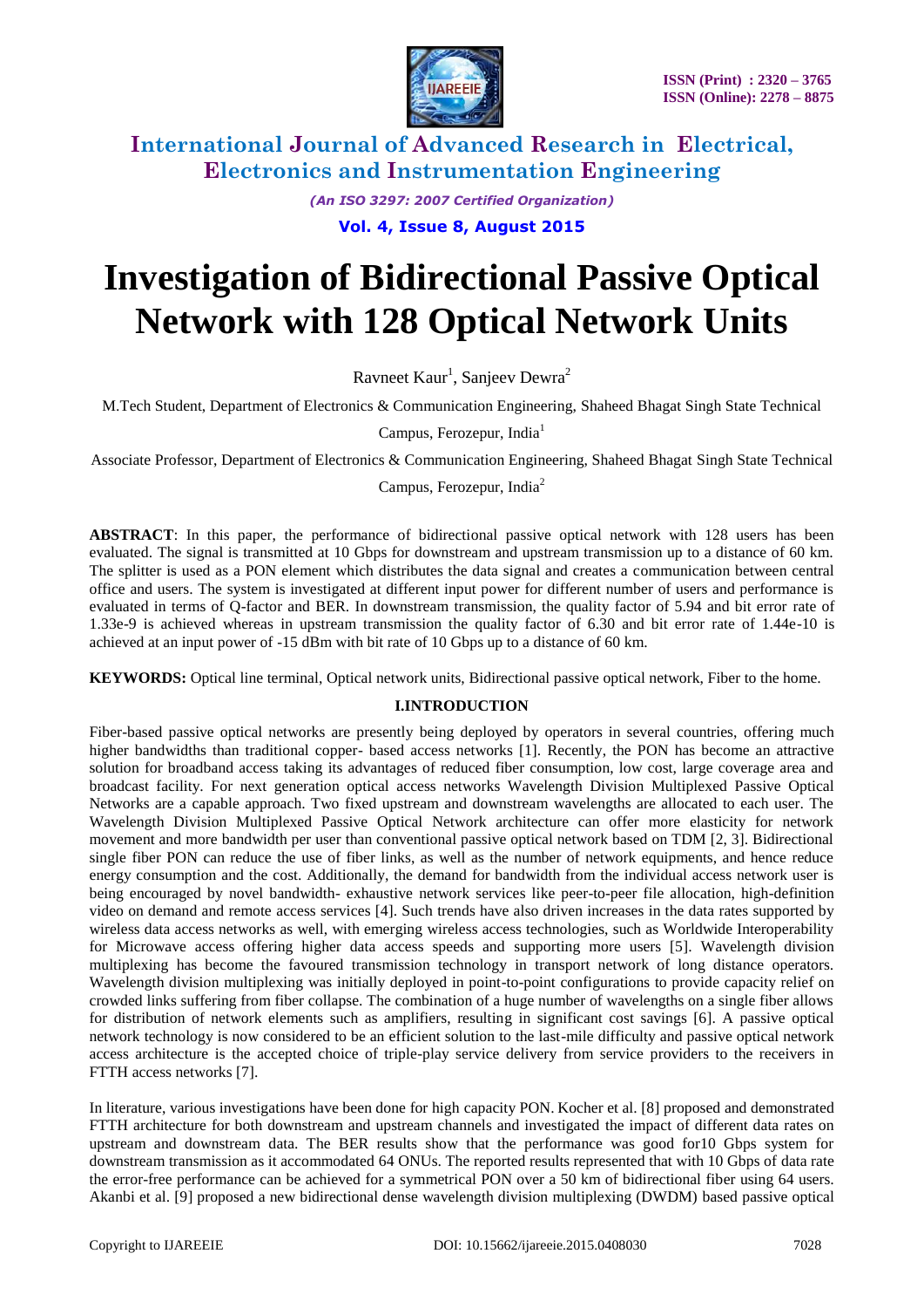# Investigation of Bidirectional Passive Optical Network with 128 Optical Network Units

Ravneet Kaur[1], Sanjeev Dewra[2]

M.Tech Student, Department of Electronics & Communication Engineering, Shaheed Bhagat Singh State Technical Campus, Ferozepur, India[1]

Associate Professor, Department of Electronics & Communication Engineering, Shaheed Bhagat Singh State Technical Campus, Ferozepur, India[2]

**ABSTRACT**: In this paper, the performance of bidirectional passive optical network with 128 users has been evaluated. The signal is transmitted at 10 Gbps for downstream and upstream transmission up to a distance of 60 km. The splitter is used as a PON element which distributes the data signal and creates a communication between central office and users. The system is investigated at different input power for different number of users and performance is evaluated in terms of Q-factor and BER. In downstream transmission, the quality factor of 5.94 and bit error rate of 1.33e-9 is achieved whereas in upstream transmission the quality factor of 6.30 and bit error rate of 1.44e-10 is achieved at an input power of -15 dBm with bit rate of 10 Gbps up to a distance of 60 km.

**KEYWORDS:** Optical line terminal, Optical network units, Bidirectional passive optical network, Fiber to the home.

## I.INTRODUCTION

Fiber-based passive optical networks are presently being deployed by operators in several countries, offering much higher bandwidths than traditional copper- based access networks [1]. Recently, the PON has become an attractive solution for broadband access taking its advantages of reduced fiber consumption, low cost, large coverage area and broadcast facility. For next generation optical access networks Wavelength Division Multiplexed Passive Optical Networks are a capable approach. Two fixed upstream and downstream wavelengths are allocated to each user. The Wavelength Division Multiplexed Passive Optical Network architecture can offer more elasticity for network movement and more bandwidth per user than conventional passive optical network based on TDM [2, 3]. Bidirectional single fiber PON can reduce the use of fiber links, as well as the number of network equipments, and hence reduce energy consumption and the cost. Additionally, the demand for bandwidth from the individual access network user is being encouraged by novel bandwidth- exhaustive network services like peer-to-peer file allocation, high-definition video on demand and remote access services [4]. Such trends have also driven increases in the data rates supported by wireless data access networks as well, with emerging wireless access technologies, such as Worldwide Interoperability for Microwave access offering higher data access speeds and supporting more users [5]. Wavelength division multiplexing has become the favoured transmission technology in transport network of long distance operators. Wavelength division multiplexing was initially deployed in point-to-point configurations to provide capacity relief on crowded links suffering from fiber collapse. The combination of a huge number of wavelengths on a single fiber allows for distribution of network elements such as amplifiers, resulting in significant cost savings [6]. A passive optical network technology is now considered to be an efficient solution to the last-mile difficulty and passive optical network access architecture is the accepted choice of triple-play service delivery from service providers to the receivers in FTTH access networks [7].

In literature, various investigations have been done for high capacity PON. Kocher et al. [8] proposed and demonstrated FTTH architecture for both downstream and upstream channels and investigated the impact of different data rates on upstream and downstream data. The BER results show that the performance was good for10 Gbps system for downstream transmission as it accommodated 64 ONUs. The reported results represented that with 10 Gbps of data rate the error-free performance can be achieved for a symmetrical PON over a 50 km of bidirectional fiber using 64 users. Akanbi et al. [9] proposed a new bidirectional dense wavelength division multiplexing (DWDM) based passive optical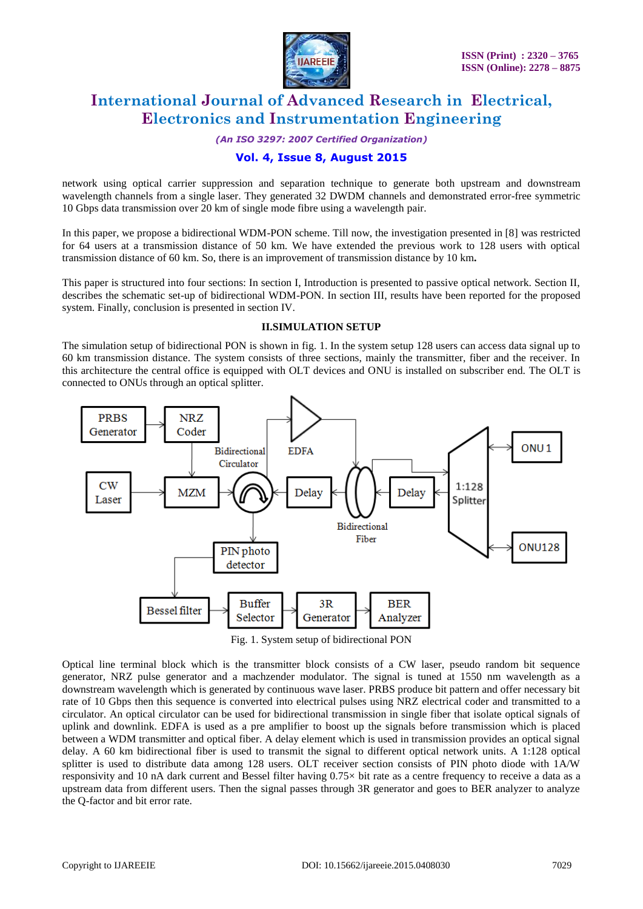network using optical carrier suppression and separation technique to generate both upstream and downstream wavelength channels from a single laser. They generated 32 DWDM channels and demonstrated error-free symmetric 10 Gbps data transmission over 20 km of single mode fibre using a wavelength pair.

In this paper, we propose a bidirectional WDM-PON scheme. Till now, the investigation presented in [8] was restricted for 64 users at a transmission distance of 50 km. We have extended the previous work to 128 users with optical transmission distance of 60 km. So, there is an improvement of transmission distance by 10 km**.**

This paper is structured into four sections: In section I, Introduction is presented to passive optical network. Section II, describes the schematic set-up of bidirectional WDM-PON. In section III, results have been reported for the proposed system. Finally, conclusion is presented in section IV.

## II.SIMULATION SETUP

The simulation setup of bidirectional PON is shown in fig. 1. In the system setup 128 users can access data signal up to 60 km transmission distance. The system consists of three sections, mainly the transmitter, fiber and the receiver. In this architecture the central office is equipped with OLT devices and ONU is installed on subscriber end. The OLT is connected to ONUs through an optical splitter.

Fig. 1. System setup of bidirectional PON

Optical line terminal block which is the transmitter block consists of a CW laser, pseudo random bit sequence generator, NRZ pulse generator and a machzender modulator. The signal is tuned at 1550 nm wavelength as a downstream wavelength which is generated by continuous wave laser. PRBS produce bit pattern and offer necessary bit rate of 10 Gbps then this sequence is converted into electrical pulses using NRZ electrical coder and transmitted to a circulator. An optical circulator can be used for bidirectional transmission in single fiber that isolate optical signals of uplink and downlink. EDFA is used as a pre amplifier to boost up the signals before transmission which is placed between a WDM transmitter and optical fiber. A delay element which is used in transmission provides an optical signal delay. A 60 km bidirectional fiber is used to transmit the signal to different optical network units. A 1:128 optical splitter is used to distribute data among 128 users. OLT receiver section consists of PIN photo diode with 1A/W responsivity and 10 nA dark current and Bessel filter having 0.75× bit rate as a centre frequency to receive a data as a upstream data from different users. Then the signal passes through 3R generator and goes to BER analyzer to analyze the Q-factor and bit error rate.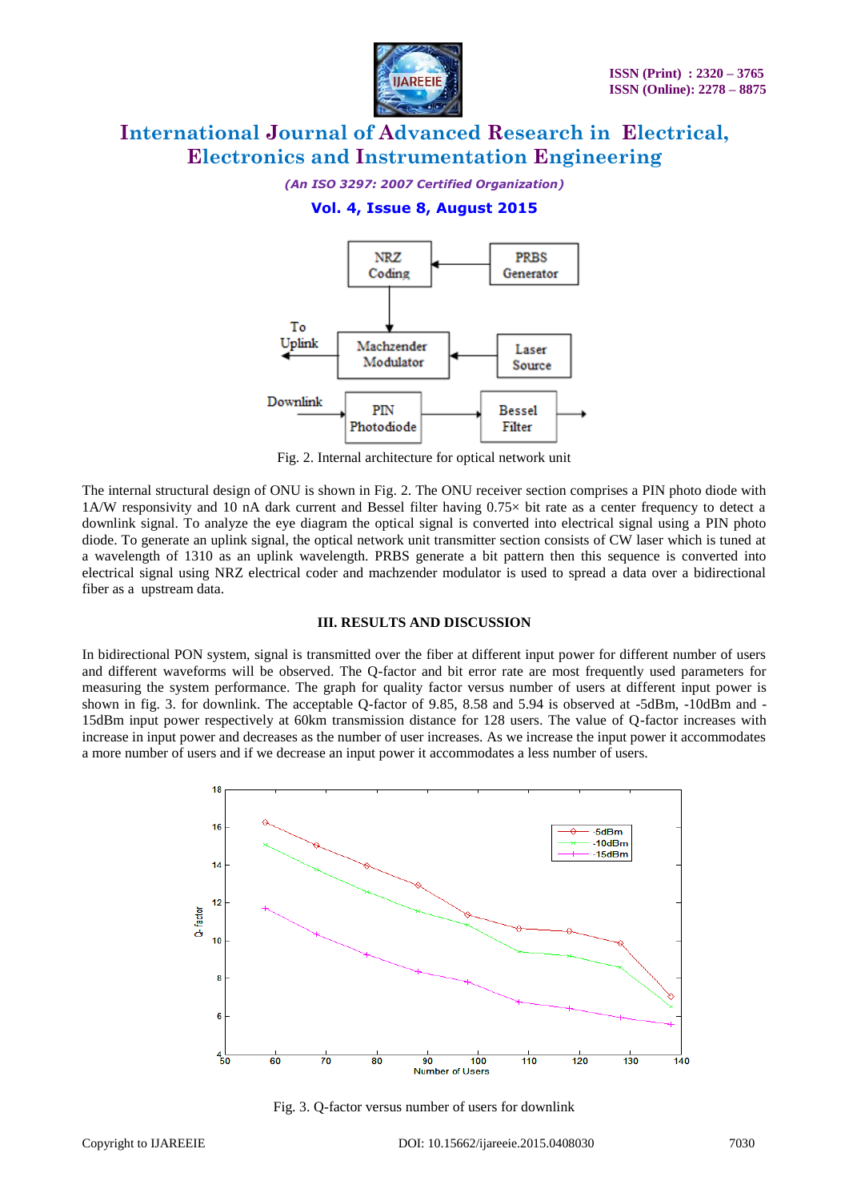Fig. 2. Internal architecture for optical network unit

The internal structural design of ONU is shown in Fig. 2. The ONU receiver section comprises a PIN photo diode with 1A/W responsivity and 10 nA dark current and Bessel filter having 0.75× bit rate as a center frequency to detect a downlink signal. To analyze the eye diagram the optical signal is converted into electrical signal using a PIN photo diode. To generate an uplink signal, the optical network unit transmitter section consists of CW laser which is tuned at a wavelength of 1310 as an uplink wavelength. PRBS generate a bit pattern then this sequence is converted into electrical signal using NRZ electrical coder and machzender modulator is used to spread a data over a bidirectional fiber as a upstream data.

## III. RESULTS AND DISCUSSION

In bidirectional PON system, signal is transmitted over the fiber at different input power for different number of users and different waveforms will be observed. The Q-factor and bit error rate are most frequently used parameters for measuring the system performance. The graph for quality factor versus number of users at different input power is shown in fig. 3. for downlink. The acceptable Q-factor of 9.85, 8.58 and 5.94 is observed at -5dBm, -10dBm and -15dBm input power respectively at 60km transmission distance for 128 users. The value of Q-factor increases with increase in input power and decreases as the number of user increases. As we increase the input power it accommodates a more number of users and if we decrease an input power it accommodates a less number of users.

Fig. 3. Q-factor versus number of users for downlink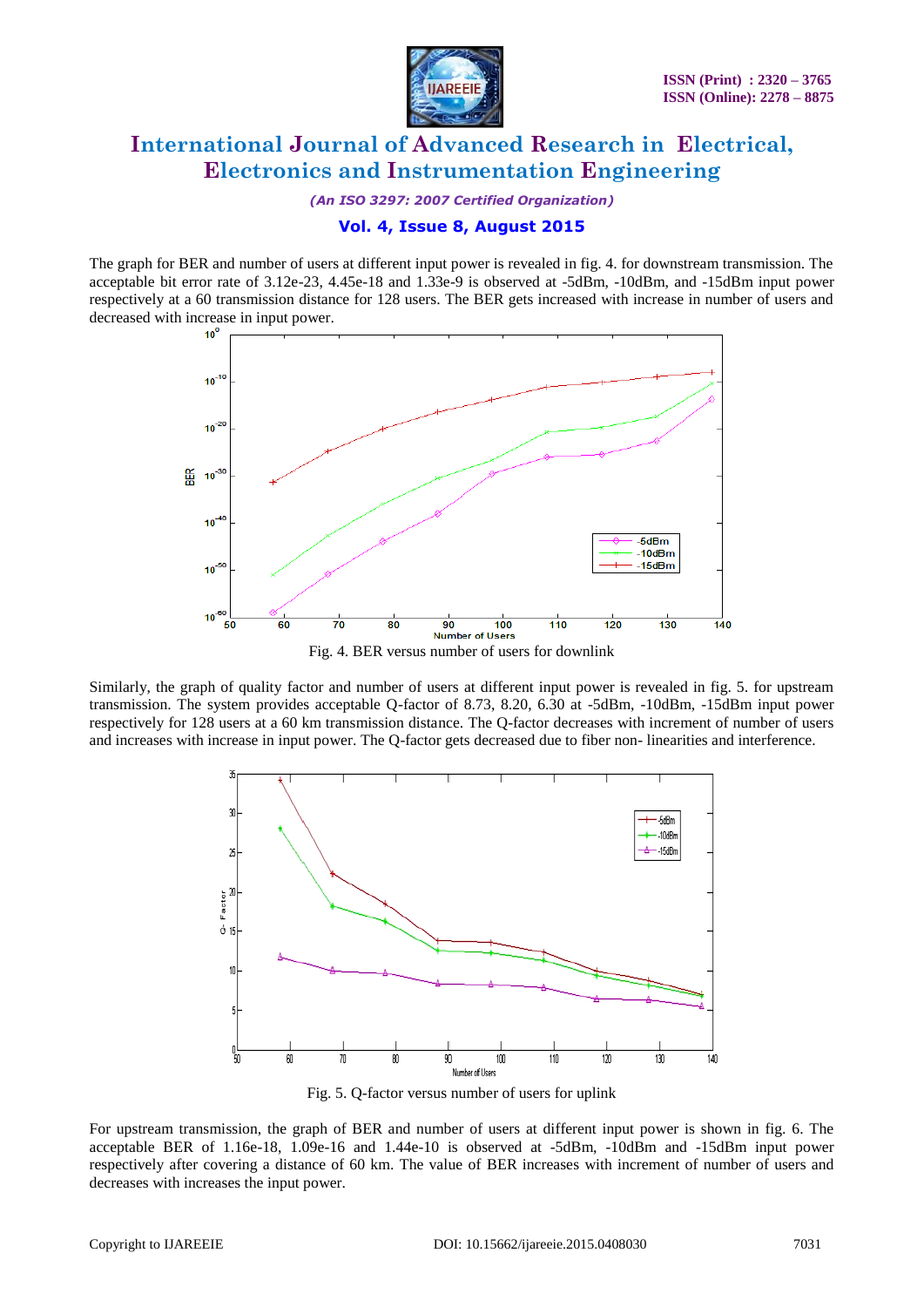The graph for BER and number of users at different input power is revealed in fig. 4. for downstream transmission. The acceptable bit error rate of 3.12e-23, 4.45e-18 and 1.33e-9 is observed at -5dBm, -10dBm, and -15dBm input power respectively at a 60 transmission distance for 128 users. The BER gets increased with increase in number of users and decreased with increase in input power.

Fig. 4. BER versus number of users for downlink

Similarly, the graph of quality factor and number of users at different input power is revealed in fig. 5. for upstream transmission. The system provides acceptable Q-factor of 8.73, 8.20, 6.30 at -5dBm, -10dBm, -15dBm input power respectively for 128 users at a 60 km transmission distance. The Q-factor decreases with increment of number of users and increases with increase in input power. The Q-factor gets decreased due to fiber non- linearities and interference.

Fig. 5. Q-factor versus number of users for uplink

For upstream transmission, the graph of BER and number of users at different input power is shown in fig. 6. The acceptable BER of 1.16e-18, 1.09e-16 and 1.44e-10 is observed at -5dBm, -10dBm and -15dBm input power respectively after covering a distance of 60 km. The value of BER increases with increment of number of users and decreases with increases the input power.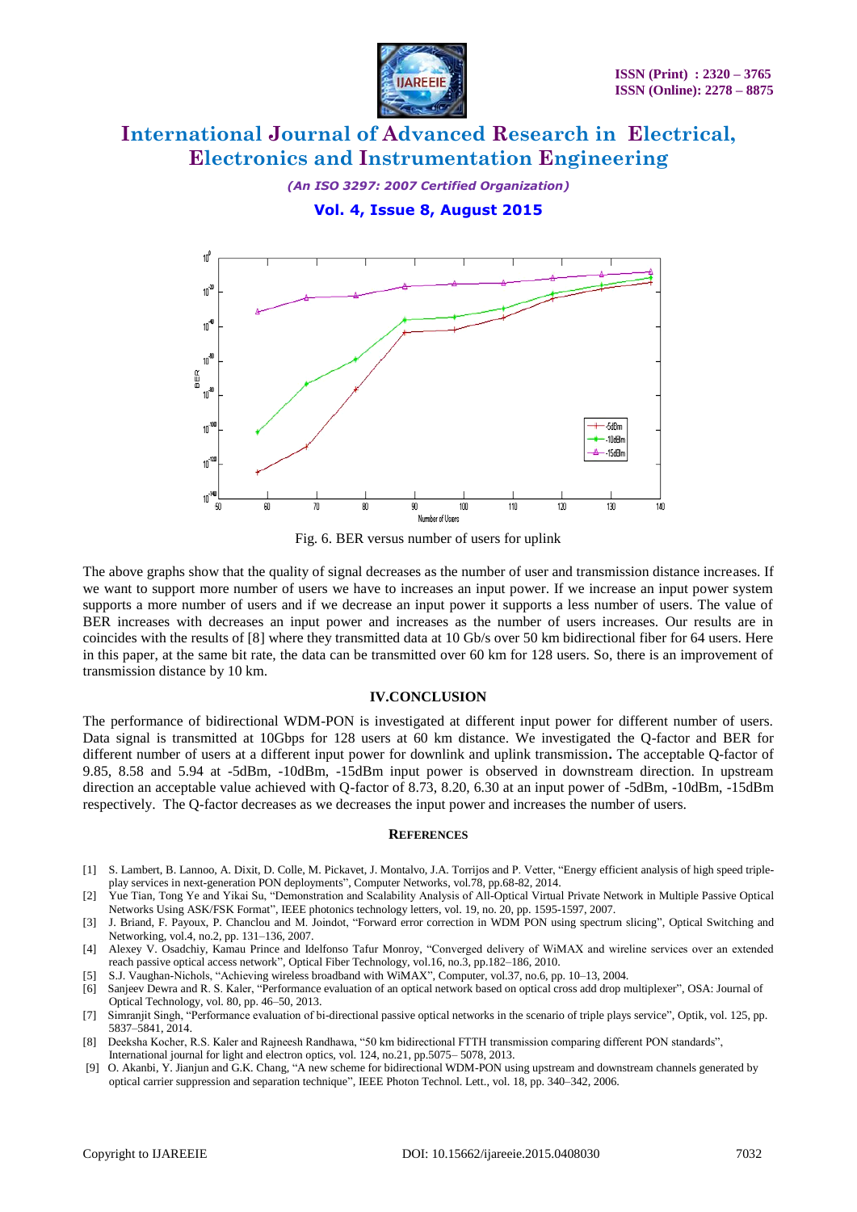BER

$10^{0}$

$10^{-20}$

$10^{-40}$

$10^{-60}$

$10^{-80}$

$10^{-100}$

$10^{-120}$

$10^{-140}$

50 60 70 80 90 100 110 120 130 140

Number of Users

-5dBm

-10dBm

-15dBm

Fig. 6. BER versus number of users for uplink

The above graphs show that the quality of signal decreases as the number of user and transmission distance increases. If we want to support more number of users we have to increases an input power. If we increase an input power system supports a more number of users and if we decrease an input power it supports a less number of users. The value of BER increases with decreases an input power and increases as the number of users increases. Our results are in coincides with the results of [8] where they transmitted data at 10 Gb/s over 50 km bidirectional fiber for 64 users. Here in this paper, at the same bit rate, the data can be transmitted over 60 km for 128 users. So, there is an improvement of transmission distance by 10 km.

## IV.CONCLUSION

The performance of bidirectional WDM-PON is investigated at different input power for different number of users. Data signal is transmitted at 10Gbps for 128 users at 60 km distance. We investigated the Q-factor and BER for different number of users at a different input power for downlink and uplink transmission. The acceptable Q-factor of 9.85, 8.58 and 5.94 at -5dBm, -10dBm, -15dBm input power is observed in downstream direction. In upstream direction an acceptable value achieved with Q-factor of 8.73, 8.20, 6.30 at an input power of -5dBm, -10dBm, -15dBm respectively. The Q-factor decreases as we decreases the input power and increases the number of users.

## REFERENCES

[1] S. Lambert, B. Lannoo, A. Dixit, D. Colle, M. Pickavet, J. Montalvo, J.A. Torrijos and P. Vetter, "Energy efficient analysis of high speed triple-play services in next-generation PON deployments", Computer Networks, vol.78, pp.68-82, 2014.

[2] Yue Tian, Tong Ye and Yikai Su, "Demonstration and Scalability Analysis of All-Optical Virtual Private Network in Multiple Passive Optical Networks Using ASK/FSK Format", IEEE photonics technology letters, vol. 19, no. 20, pp. 1595-1597, 2007.

[3] J. Briand, F. Payoux, P. Chanclou and M. Joindot, "Forward error correction in WDM PON using spectrum slicing", Optical Switching and Networking, vol.4, no.2, pp. 131–136, 2007.

[4] Alexey V. Osadchiy, Kamau Prince and Idelfonso Tafur Monroy, "Converged delivery of WiMAX and wireline services over an extended reach passive optical access network", Optical Fiber Technology, vol.16, no.3, pp.182–186, 2010.

[5] S.J. Vaughan-Nichols, "Achieving wireless broadband with WiMAX", Computer, vol.37, no.6, pp. 10–13, 2004.

[6] Sanjeev Dewra and R. S. Kaler, "Performance evaluation of an optical network based on optical cross add drop multiplexer", OSA: Journal of Optical Technology, vol. 80, pp. 46–50, 2013.

[7] Simranjit Singh, "Performance evaluation of bi-directional passive optical networks in the scenario of triple plays service", Optik, vol. 125, pp. 5837–5841, 2014.

[8] Deeksha Kocher, R.S. Kaler and Rajneesh Randhawa, "50 km bidirectional FTTH transmission comparing different PON standards", International journal for light and electron optics, vol. 124, no.21, pp.5075– 5078, 2013.

[9] O. Akanbi, Y. Jianjun and G.K. Chang, "A new scheme for bidirectional WDM-PON using upstream and downstream channels generated by optical carrier suppression and separation technique", IEEE Photon Technol. Lett., vol. 18, pp. 340–342, 2006.